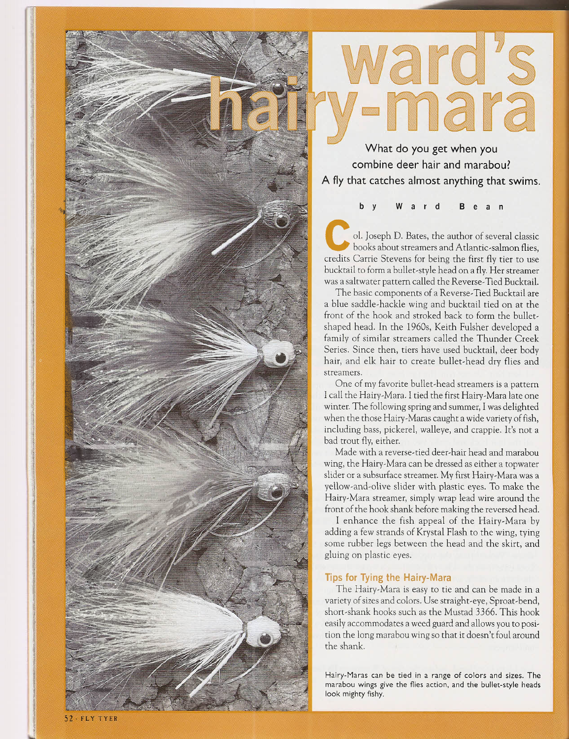# ward's hairy-mara

What do you get when you combine deer hair and marabou? A fly that catches almost anything that swims.

by Ward Bean

Col. Joseph D. Bates, the author of several classic books about streamers and Atlantic-salmon flies, credits Carrie Stevens for being the first fly tier to use bucktail to form a bullet-style head on a fly. Her streamer was a saltwater pattern called the Reverse-Tied Bucktail.

The basic components of a Reverse-Tied Bucktail are a blue saddle-hackle wing and bucktail tied on at the front of the hook and stroked back to form the bullet-shaped head. In the 1960s, Keith Fulsher developed a family of similar streamers called the Thunder Creek Series. Since then, tiers have used bucktail, deer body hair, and elk hair to create bullet-head dry flies and streamers.

One of my favorite bullet-head streamers is a pattern I call the Hairy-Mara. I tied the first Hairy-Mara late one winter. The following spring and summer, I was delighted when the those Hairy-Maras caught a wide variety of fish, including bass, pickerel, walleye, and crappie. It's not a bad trout fly, either.

Made with a reverse-tied deer-hair head and marabou wing, the Hairy-Mara can be dressed as either a topwater slider or a subsurface streamer. My first Hairy-Mara was a yellow-and-olive slider with plastic eyes. To make the Hairy-Mara streamer, simply wrap lead wire around the front of the hook shank before making the reversed head.

I enhance the fish appeal of the Hairy-Mara by adding a few strands of Krystal Flash to the wing, tying some rubber legs between the head and the skirt, and gluing on plastic eyes.

## Tips for Tying the Hairy-Mara

The Hairy-Mara is easy to tie and can be made in a variety of sizes and colors. Use straight-eye, Sproat-bend, short-shank hooks such as the Mustad 3366. This hook easily accommodates a weed guard and allows you to position the long marabou wing so that it doesn't foul around the shank.

Hairy-Maras can be tied in a range of colors and sizes. The marabou wings give the flies action, and the bullet-style heads look mighty fishy.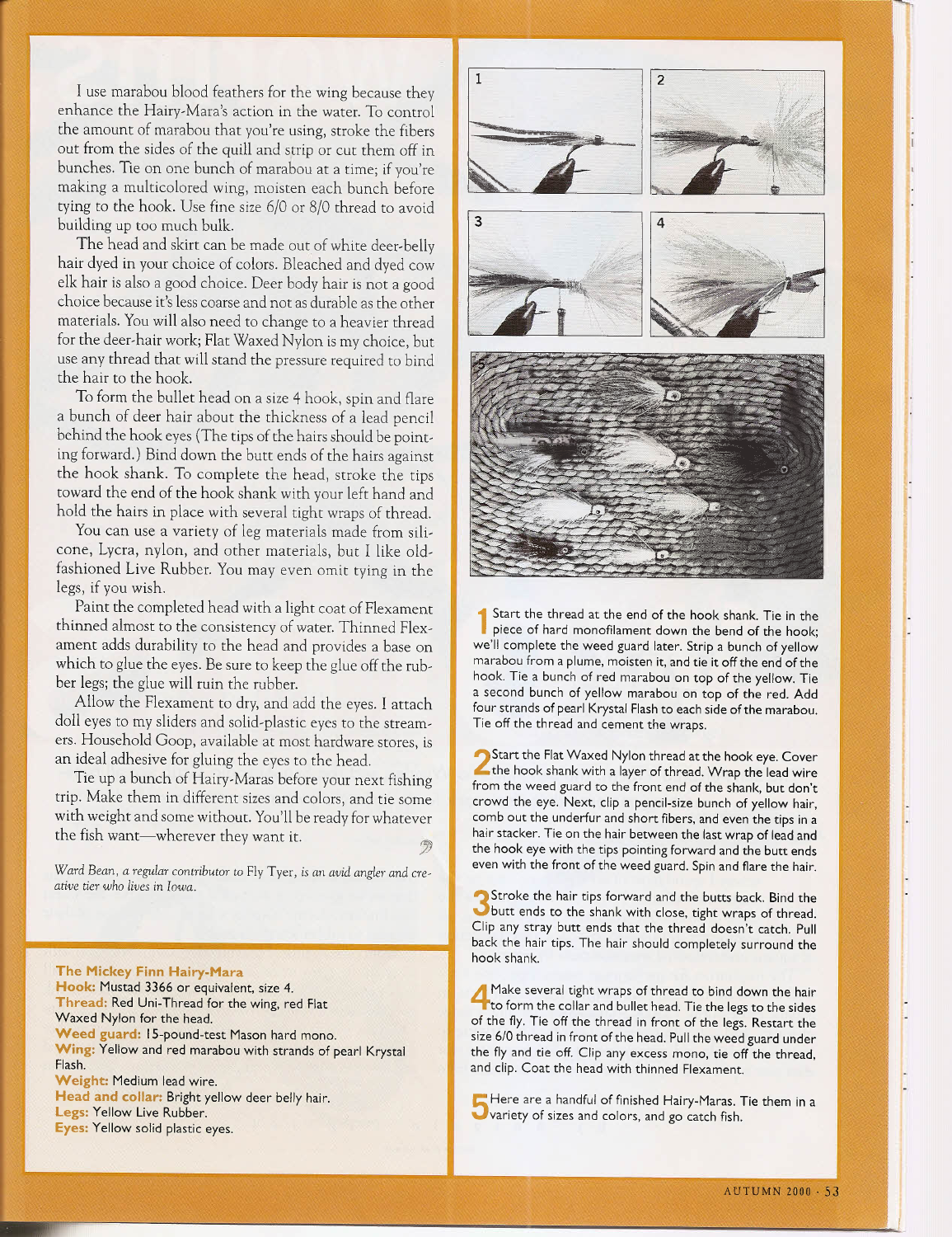I use marabou blood feathers for the wing because they enhance the Hairy-Mara's action in the water. To control the amount of marabou that you're using, stroke the fibers out from the sides of the quill and strip or cut them off in bunches. Tie on one bunch of marabou at a time; if you're making a multicolored wing, moisten each bunch before tying to the hook. Use fine size 6/0 or 8/0 thread to avoid building up too much bulk.

The head and skirt can be made out of white deer-belly hair dyed in your choice of colors. Bleached and dyed cow elk hair is also a good choice. Deer body hair is not a good choice because it's less coarse and not as durable as the other materials. You will also need to change to a heavier thread for the deer-hair work; Flat Waxed Nylon is my choice, but use any thread that will stand the pressure required to bind the hair to the hook.

To form the bullet head on a size 4 hook, spin and flare a bunch of deer hair about the thickness of a lead pencil behind the hook eyes (The tips of the hairs should be pointing forward.) Bind down the butt ends of the hairs against the hook shank. To complete the head, stroke the tips toward the end of the hook shank with your left hand and hold the hairs in place with several tight wraps of thread.

You can use a variety of leg materials made from silicone, Lycra, nylon, and other materials, but I like old-fashioned Live Rubber. You may even omit tying in the legs, if you wish.

Paint the completed head with a light coat of Flexament thinned almost to the consistency of water. Thinned Flexament adds durability to the head and provides a base on which to glue the eyes. Be sure to keep the glue off the rubber legs; the glue will ruin the rubber.

Allow the Flexament to dry, and add the eyes. I attach doll eyes to my sliders and solid-plastic eyes to the streamers. Household Goop, available at most hardware stores, is an ideal adhesive for gluing the eyes to the head.

Tie up a bunch of Hairy-Maras before your next fishing trip. Make them in different sizes and colors, and tie some with weight and some without. You'll be ready for whatever the fish want—wherever they want it.

*Ward Bean, a regular contributor to* Fly Tyer, *is an avid angler and creative tier who lives in Iowa.*

### The Mickey Finn Hairy-Mara

**Hook:** Mustad 3366 or equivalent, size 4.
**Thread:** Red Uni-Thread for the wing, red Flat Waxed Nylon for the head.
**Weed guard:** 15-pound-test Mason hard mono.
**Wing:** Yellow and red marabou with strands of pearl Krystal Flash.
**Weight:** Medium lead wire.
**Head and collar:** Bright yellow deer belly hair.
**Legs:** Yellow Live Rubber.
**Eyes:** Yellow solid plastic eyes.

**1** Start the thread at the end of the hook shank. Tie in the piece of hard monofilament down the bend of the hook; we'll complete the weed guard later. Strip a bunch of yellow marabou from a plume, moisten it, and tie it off the end of the hook. Tie a bunch of red marabou on top of the yellow. Tie a second bunch of yellow marabou on top of the red. Add four strands of pearl Krystal Flash to each side of the marabou. Tie off the thread and cement the wraps.

**2** Start the Flat Waxed Nylon thread at the hook eye. Cover the hook shank with a layer of thread. Wrap the lead wire from the weed guard to the front end of the shank, but don't crowd the eye. Next, clip a pencil-size bunch of yellow hair, comb out the underfur and short fibers, and even the tips in a hair stacker. Tie on the hair between the last wrap of lead and the hook eye with the tips pointing forward and the butt ends even with the front of the weed guard. Spin and flare the hair.

**3** Stroke the hair tips forward and the butts back. Bind the butt ends to the shank with close, tight wraps of thread. Clip any stray butt ends that the thread doesn't catch. Pull back the hair tips. The hair should completely surround the hook shank.

**4** Make several tight wraps of thread to bind down the hair to form the collar and bullet head. Tie the legs to the sides of the fly. Tie off the thread in front of the legs. Restart the size 6/0 thread in front of the head. Pull the weed guard under the fly and tie off. Clip any excess mono, tie off the thread, and clip. Coat the head with thinned Flexament.

**5** Here are a handful of finished Hairy-Maras. Tie them in a variety of sizes and colors, and go catch fish.